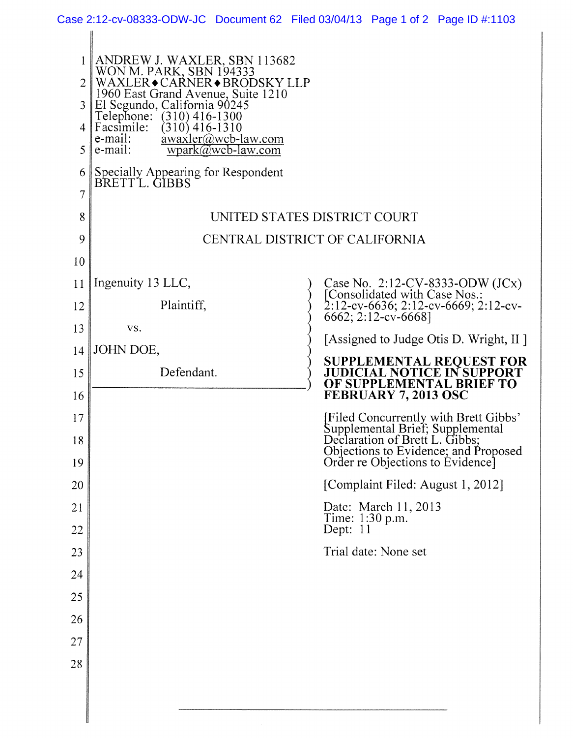ANDREW J. WAXLER, SBN 113682
WON M. PARK, SBN 194333
WAXLER♦CARNER♦BRODSKY LLP
1960 East Grand Avenue, Suite 1210
El Segundo, California 90245
Telephone: (310) 416-1300
Facsimile: (310) 416-1310
e-mail: awaxler@wcb-law.com
e-mail: wpark@wcb-law.com

Specially Appearing for Respondent
BRETT L. GIBBS

UNITED STATES DISTRICT COURT

CENTRAL DISTRICT OF CALIFORNIA

Ingenuity 13 LLC,

Plaintiff,

vs.

JOHN DOE,

Defendant.

Case No. 2:12-CV-8333-ODW (JCx)
[Consolidated with Case Nos.: 2:12-cv-6636; 2:12-cv-6669; 2:12-cv-6662; 2:12-cv-6668]

[Assigned to Judge Otis D. Wright, II ]

**SUPPLEMENTAL REQUEST FOR JUDICIAL NOTICE IN SUPPORT OF SUPPLEMENTAL BRIEF TO FEBRUARY 7, 2013 OSC**

[Filed Concurrently with Brett Gibbs' Supplemental Brief; Supplemental Declaration of Brett L. Gibbs; Objections to Evidence; and Proposed Order re Objections to Evidence]

[Complaint Filed: August 1, 2012]

Date: March 11, 2013
Time: 1:30 p.m.
Dept: 11

Trial date: None set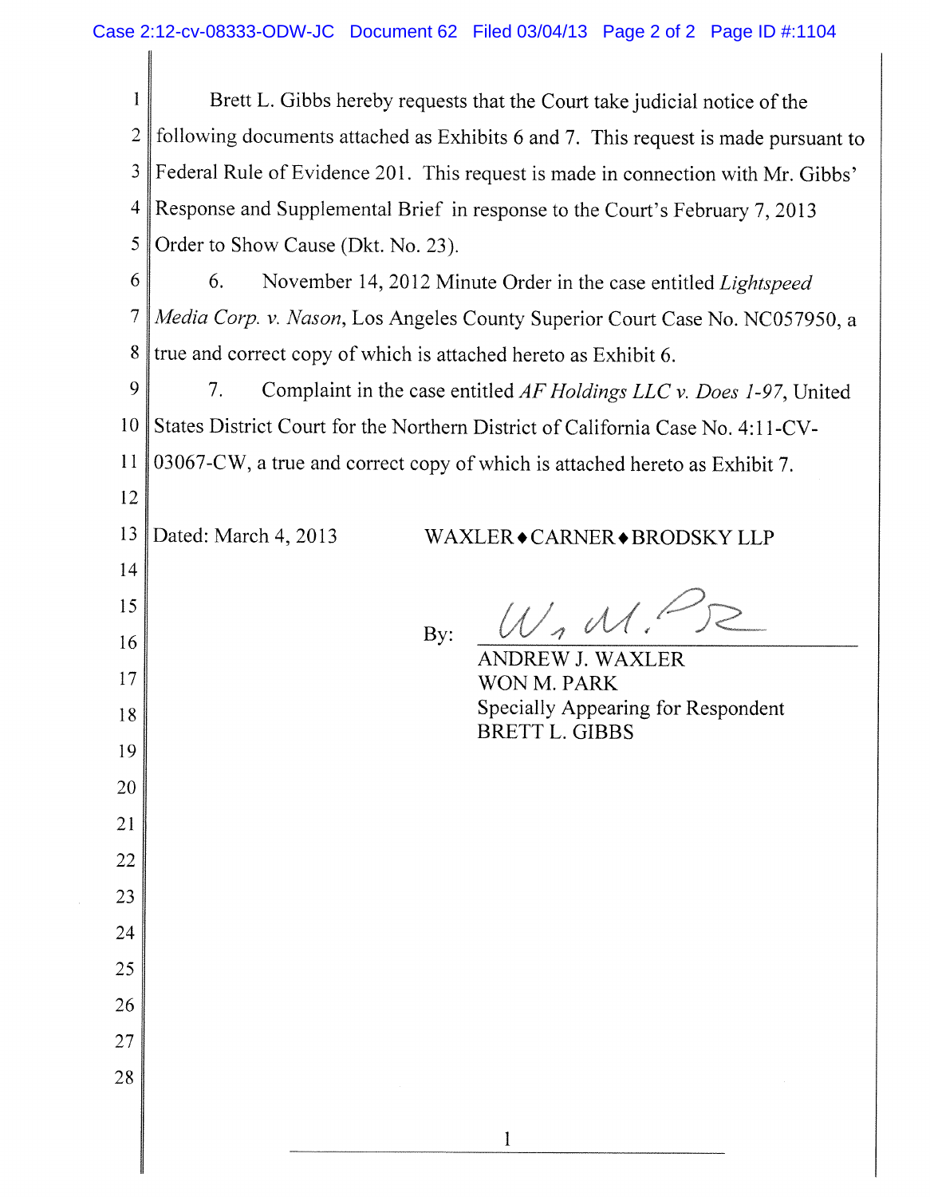Brett L. Gibbs hereby requests that the Court take judicial notice of the following documents attached as Exhibits 6 and 7. This request is made pursuant to Federal Rule of Evidence 201. This request is made in connection with Mr. Gibbs' Response and Supplemental Brief in response to the Court's February 7, 2013 Order to Show Cause (Dkt. No. 23).

6. November 14, 2012 Minute Order in the case entitled *Lightspeed Media Corp. v. Nason*, Los Angeles County Superior Court Case No. NC057950, a true and correct copy of which is attached hereto as Exhibit 6.

7. Complaint in the case entitled *AF Holdings LLC v. Does 1-97*, United States District Court for the Northern District of California Case No. 4:11-CV-03067-CW, a true and correct copy of which is attached hereto as Exhibit 7.

Dated: March 4, 2013

WAXLER♦CARNER♦BRODSKY LLP

By: ______________________

ANDREW J. WAXLER
WON M. PARK
Specially Appearing for Respondent
BRETT L. GIBBS